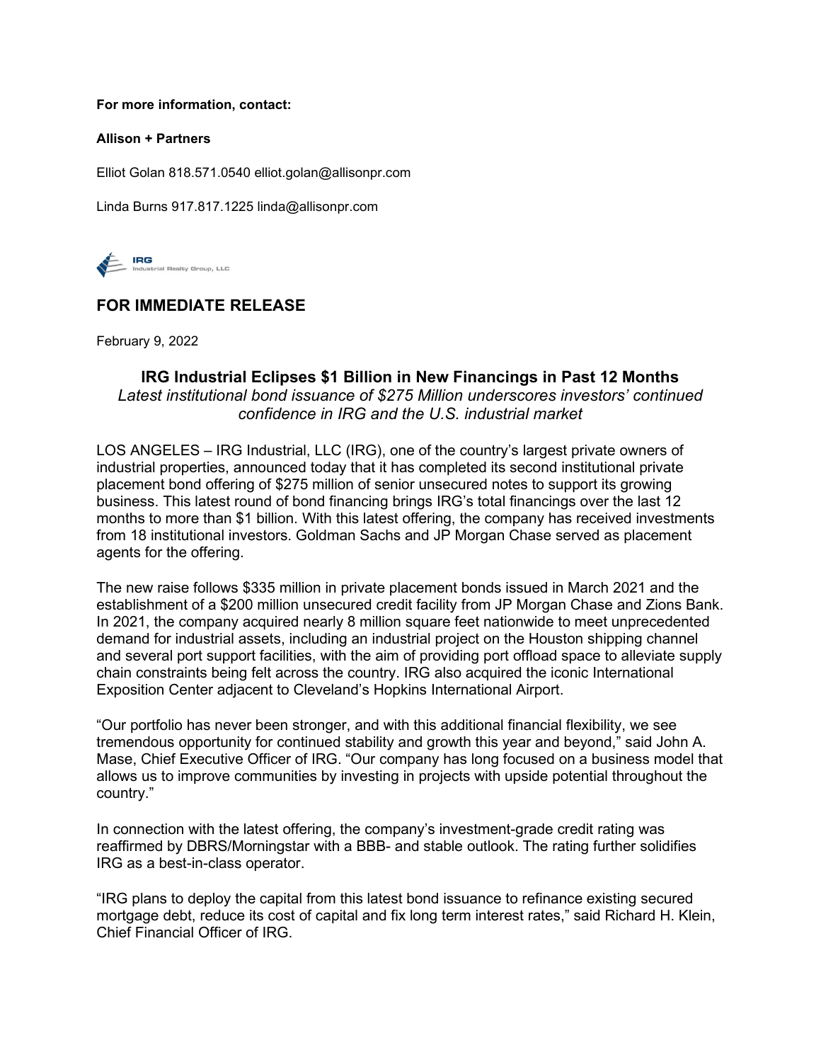**For more information, contact:**

**Allison + Partners**

Elliot Golan 818.571.0540 elliot.golan@allisonpr.com

Linda Burns 917.817.1225 linda@allisonpr.com

IRG Industrial Realty Group, LLC

## FOR IMMEDIATE RELEASE

February 9, 2022

# IRG Industrial Eclipses $1 Billion in New Financings in Past 12 Months

*Latest institutional bond issuance of $275 Million underscores investors' continued confidence in IRG and the U.S. industrial market*

LOS ANGELES – IRG Industrial, LLC (IRG), one of the country's largest private owners of industrial properties, announced today that it has completed its second institutional private placement bond offering of $275 million of senior unsecured notes to support its growing business. This latest round of bond financing brings IRG's total financings over the last 12 months to more than $1 billion. With this latest offering, the company has received investments from 18 institutional investors. Goldman Sachs and JP Morgan Chase served as placement agents for the offering.

The new raise follows $335 million in private placement bonds issued in March 2021 and the establishment of a $200 million unsecured credit facility from JP Morgan Chase and Zions Bank. In 2021, the company acquired nearly 8 million square feet nationwide to meet unprecedented demand for industrial assets, including an industrial project on the Houston shipping channel and several port support facilities, with the aim of providing port offload space to alleviate supply chain constraints being felt across the country. IRG also acquired the iconic International Exposition Center adjacent to Cleveland's Hopkins International Airport.

"Our portfolio has never been stronger, and with this additional financial flexibility, we see tremendous opportunity for continued stability and growth this year and beyond," said John A. Mase, Chief Executive Officer of IRG. "Our company has long focused on a business model that allows us to improve communities by investing in projects with upside potential throughout the country."

In connection with the latest offering, the company's investment-grade credit rating was reaffirmed by DBRS/Morningstar with a BBB- and stable outlook. The rating further solidifies IRG as a best-in-class operator.

"IRG plans to deploy the capital from this latest bond issuance to refinance existing secured mortgage debt, reduce its cost of capital and fix long term interest rates," said Richard H. Klein, Chief Financial Officer of IRG.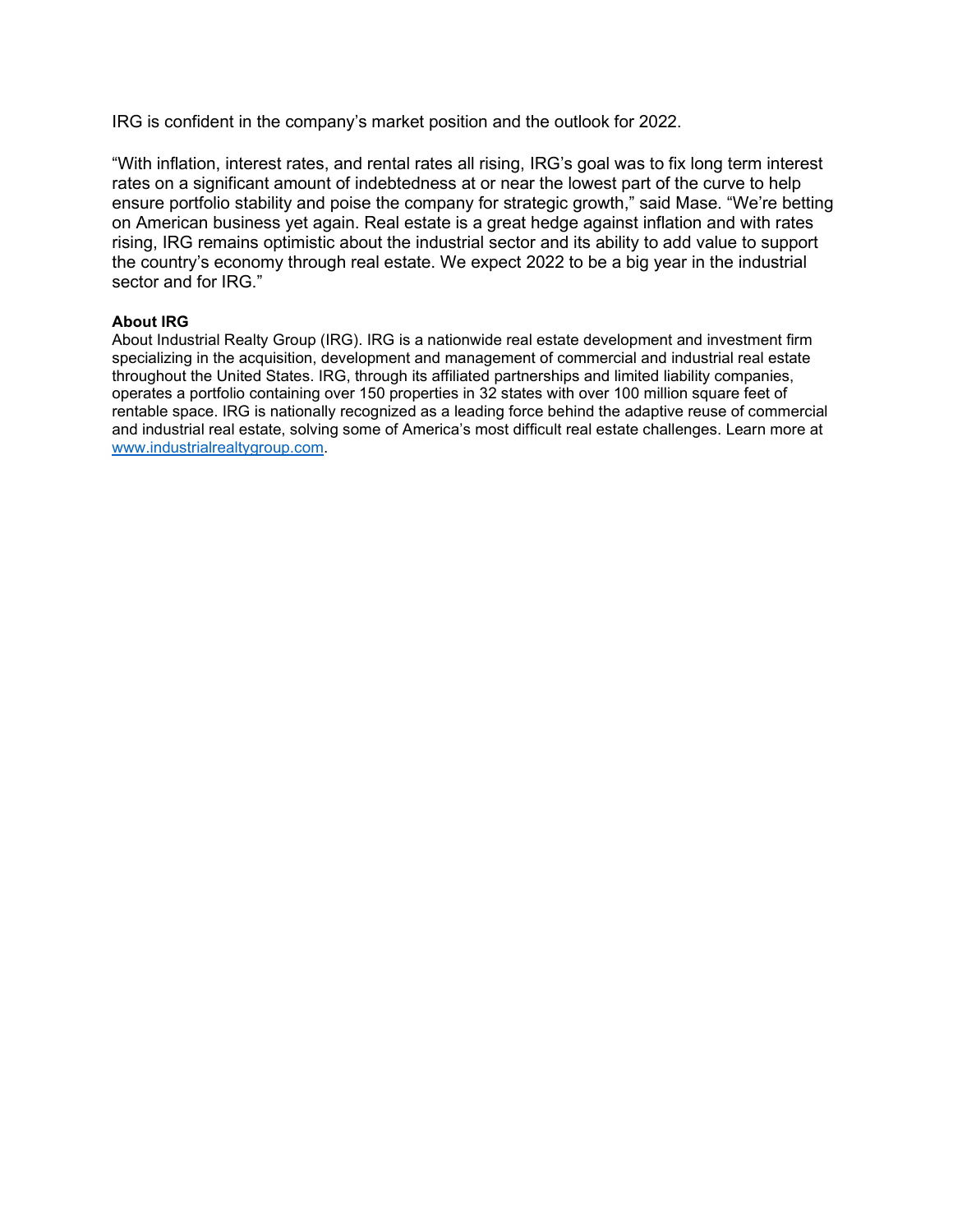IRG is confident in the company's market position and the outlook for 2022.

"With inflation, interest rates, and rental rates all rising, IRG's goal was to fix long term interest rates on a significant amount of indebtedness at or near the lowest part of the curve to help ensure portfolio stability and poise the company for strategic growth," said Mase. "We're betting on American business yet again. Real estate is a great hedge against inflation and with rates rising, IRG remains optimistic about the industrial sector and its ability to add value to support the country's economy through real estate. We expect 2022 to be a big year in the industrial sector and for IRG."

**About IRG**

About Industrial Realty Group (IRG). IRG is a nationwide real estate development and investment firm specializing in the acquisition, development and management of commercial and industrial real estate throughout the United States. IRG, through its affiliated partnerships and limited liability companies, operates a portfolio containing over 150 properties in 32 states with over 100 million square feet of rentable space. IRG is nationally recognized as a leading force behind the adaptive reuse of commercial and industrial real estate, solving some of America's most difficult real estate challenges. Learn more at [www.industrialrealtygroup.com](http://www.industrialrealtygroup.com).